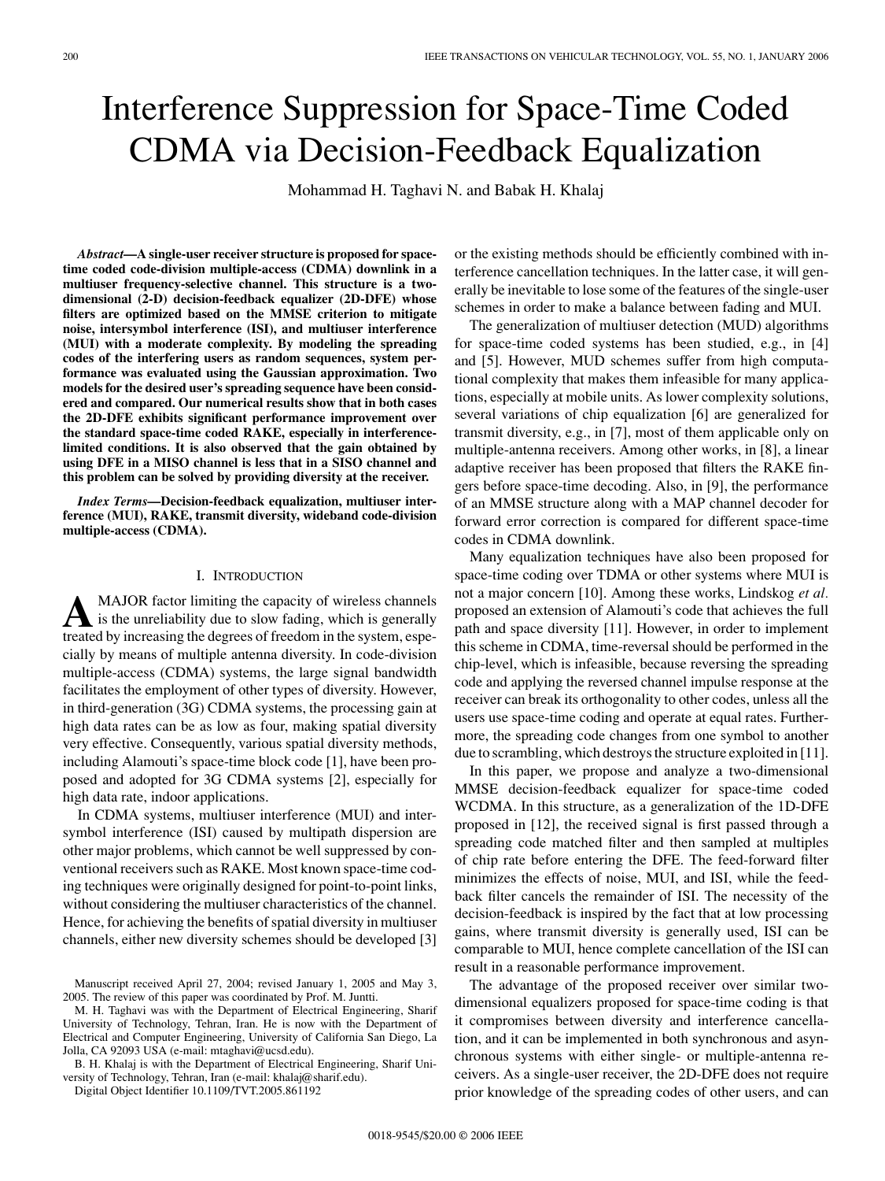# Interference Suppression for Space-Time Coded CDMA via Decision-Feedback Equalization

Mohammad H. Taghavi N. and Babak H. Khalaj

***Abstract*—A single-user receiver structure is proposed for space-time coded code-division multiple-access (CDMA) downlink in a multiuser frequency-selective channel. This structure is a two-dimensional (2-D) decision-feedback equalizer (2D-DFE) whose filters are optimized based on the MMSE criterion to mitigate noise, intersymbol interference (ISI), and multiuser interference (MUI) with a moderate complexity. By modeling the spreading codes of the interfering users as random sequences, system performance was evaluated using the Gaussian approximation. Two models for the desired user's spreading sequence have been considered and compared. Our numerical results show that in both cases the 2D-DFE exhibits significant performance improvement over the standard space-time coded RAKE, especially in interference-limited conditions. It is also observed that the gain obtained by using DFE in a MISO channel is less that in a SISO channel and this problem can be solved by providing diversity at the receiver.**

***Index Terms*—Decision-feedback equalization, multiuser interference (MUI), RAKE, transmit diversity, wideband code-division multiple-access (CDMA).**

## I. Introduction

A MAJOR factor limiting the capacity of wireless channels is the unreliability due to slow fading, which is generally treated by increasing the degrees of freedom in the system, especially by means of multiple antenna diversity. In code-division multiple-access (CDMA) systems, the large signal bandwidth facilitates the employment of other types of diversity. However, in third-generation (3G) CDMA systems, the processing gain at high data rates can be as low as four, making spatial diversity very effective. Consequently, various spatial diversity methods, including Alamouti's space-time block code [1], have been proposed and adopted for 3G CDMA systems [2], especially for high data rate, indoor applications.

In CDMA systems, multiuser interference (MUI) and intersymbol interference (ISI) caused by multipath dispersion are other major problems, which cannot be well suppressed by conventional receivers such as RAKE. Most known space-time coding techniques were originally designed for point-to-point links, without considering the multiuser characteristics of the channel. Hence, for achieving the benefits of spatial diversity in multiuser channels, either new diversity schemes should be developed [3] or the existing methods should be efficiently combined with interference cancellation techniques. In the latter case, it will generally be inevitable to lose some of the features of the single-user schemes in order to make a balance between fading and MUI.

The generalization of multiuser detection (MUD) algorithms for space-time coded systems has been studied, e.g., in [4] and [5]. However, MUD schemes suffer from high computational complexity that makes them infeasible for many applications, especially at mobile units. As lower complexity solutions, several variations of chip equalization [6] are generalized for transmit diversity, e.g., in [7], most of them applicable only on multiple-antenna receivers. Among other works, in [8], a linear adaptive receiver has been proposed that filters the RAKE fingers before space-time decoding. Also, in [9], the performance of an MMSE structure along with a MAP channel decoder for forward error correction is compared for different space-time codes in CDMA downlink.

Many equalization techniques have also been proposed for space-time coding over TDMA or other systems where MUI is not a major concern [10]. Among these works, Lindskog *et al.* proposed an extension of Alamouti's code that achieves the full path and space diversity [11]. However, in order to implement this scheme in CDMA, time-reversal should be performed in the chip-level, which is infeasible, because reversing the spreading code and applying the reversed channel impulse response at the receiver can break its orthogonality to other codes, unless all the users use space-time coding and operate at equal rates. Furthermore, the spreading code changes from one symbol to another due to scrambling, which destroys the structure exploited in [11].

In this paper, we propose and analyze a two-dimensional MMSE decision-feedback equalizer for space-time coded WCDMA. In this structure, as a generalization of the 1D-DFE proposed in [12], the received signal is first passed through a spreading code matched filter and then sampled at multiples of chip rate before entering the DFE. The feed-forward filter minimizes the effects of noise, MUI, and ISI, while the feedback filter cancels the remainder of ISI. The necessity of the decision-feedback is inspired by the fact that at low processing gains, where transmit diversity is generally used, ISI can be comparable to MUI, hence complete cancellation of the ISI can result in a reasonable performance improvement.

The advantage of the proposed receiver over similar two-dimensional equalizers proposed for space-time coding is that it compromises between diversity and interference cancellation, and it can be implemented in both synchronous and asynchronous systems with either single- or multiple-antenna receivers. As a single-user receiver, the 2D-DFE does not require prior knowledge of the spreading codes of other users, and can

Manuscript received April 27, 2004; revised January 1, 2005 and May 3, 2005. The review of this paper was coordinated by Prof. M. Juntti.

M. H. Taghavi was with the Department of Electrical Engineering, Sharif University of Technology, Tehran, Iran. He is now with the Department of Electrical and Computer Engineering, University of California San Diego, La Jolla, CA 92093 USA (e-mail: mtaghavi@ucsd.edu).

B. H. Khalaj is with the Department of Electrical Engineering, Sharif University of Technology, Tehran, Iran (e-mail: khalaj@sharif.edu).

Digital Object Identifier 10.1109/TVT.2005.861192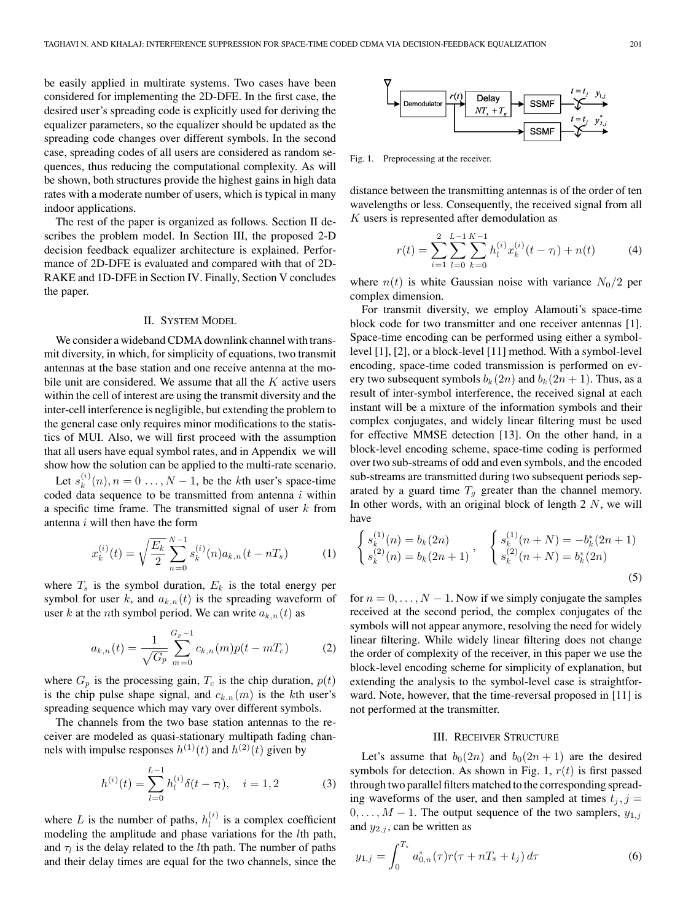be easily applied in multirate systems. Two cases have been considered for implementing the 2D-DFE. In the first case, the desired user's spreading code is explicitly used for deriving the equalizer parameters, so the equalizer should be updated as the spreading code changes over different symbols. In the second case, spreading codes of all users are considered as random sequences, thus reducing the computational complexity. As will be shown, both structures provide the highest gains in high data rates with a moderate number of users, which is typical in many indoor applications.

The rest of the paper is organized as follows. Section II describes the problem model. In Section III, the proposed 2-D decision feedback equalizer architecture is explained. Performance of 2D-DFE is evaluated and compared with that of 2D-RAKE and 1D-DFE in Section IV. Finally, Section V concludes the paper.

## II. System Model

We consider a wideband CDMA downlink channel with transmit diversity, in which, for simplicity of equations, two transmit antennas at the base station and one receive antenna at the mobile unit are considered. We assume that all the $K$ active users within the cell of interest are using the transmit diversity and the inter-cell interference is negligible, but extending the problem to the general case only requires minor modifications to the statistics of MUI. Also, we will first proceed with the assumption that all users have equal symbol rates, and in Appendix we will show how the solution can be applied to the multi-rate scenario.

Let $s_k^{(i)}(n), n = 0 \ldots, N-1$, be the $k$th user's space-time coded data sequence to be transmitted from antenna $i$ within a specific time frame. The transmitted signal of user $k$ from antenna $i$ will then have the form

$$x_k^{(i)}(t) = \sqrt{\frac{E_k}{2}} \sum_{n=0}^{N-1} s_k^{(i)}(n) a_{k,n}(t - nT_s) \tag{1}$$

where $T_s$ is the symbol duration, $E_k$ is the total energy per symbol for user $k$, and $a_{k,n}(t)$ is the spreading waveform of user $k$ at the $n$th symbol period. We can write $a_{k,n}(t)$ as

$$a_{k,n}(t) = \frac{1}{\sqrt{G_p}} \sum_{m=0}^{G_p - 1} c_{k,n}(m) p(t - mT_c) \tag{2}$$

where $G_p$ is the processing gain, $T_c$ is the chip duration, $p(t)$ is the chip pulse shape signal, and $c_{k,n}(m)$ is the $k$th user's spreading sequence which may vary over different symbols.

The channels from the two base station antennas to the receiver are modeled as quasi-stationary multipath fading channels with impulse responses $h^{(1)}(t)$ and $h^{(2)}(t)$ given by

$$h^{(i)}(t) = \sum_{l=0}^{L-1} h_l^{(i)} \delta(t - \tau_l), \quad i = 1, 2 \tag{3}$$

where $L$ is the number of paths, $h_l^{(i)}$ is a complex coefficient modeling the amplitude and phase variations for the $l$th path, and $\tau_l$ is the delay related to the $l$th path. The number of paths and their delay times are equal for the two channels, since the distance between the transmitting antennas is of the order of ten wavelengths or less. Consequently, the received signal from all $K$ users is represented after demodulation as

$$r(t) = \sum_{i=1}^{2} \sum_{l=0}^{L-1} \sum_{k=0}^{K-1} h_l^{(i)} x_k^{(i)}(t - \tau_l) + n(t) \tag{4}$$

where $n(t)$ is white Gaussian noise with variance $N_0/2$ per complex dimension.

For transmit diversity, we employ Alamouti's space-time block code for two transmitter and one receiver antennas [1]. Space-time encoding can be performed using either a symbol-level [1], [2], or a block-level [11] method. With a symbol-level encoding, space-time coded transmission is performed on every two subsequent symbols $b_k(2n)$ and $b_k(2n+1)$. Thus, as a result of inter-symbol interference, the received signal at each instant will be a mixture of the information symbols and their complex conjugates, and widely linear filtering must be used for effective MMSE detection [13]. On the other hand, in a block-level encoding scheme, space-time coding is performed over two sub-streams of odd and even symbols, and the encoded sub-streams are transmitted during two subsequent periods separated by a guard time $T_g$ greater than the channel memory. In other words, with an original block of length 2 $N$, we will have

$$\begin{cases} s_k^{(1)}(n) = b_k(2n) \\ s_k^{(2)}(n) = b_k(2n+1) \end{cases}, \quad \begin{cases} s_k^{(1)}(n+N) = -b_k^*(2n+1) \\ s_k^{(2)}(n+N) = b_k^*(2n) \end{cases} \tag{5}$$

for $n = 0, \ldots, N-1$. Now if we simply conjugate the samples received at the second period, the complex conjugates of the symbols will not appear anymore, resolving the need for widely linear filtering. While widely linear filtering does not change the order of complexity of the receiver, in this paper we use the block-level encoding scheme for simplicity of explanation, but extending the analysis to the symbol-level case is straightforward. Note, however, that the time-reversal proposed in [11] is not performed at the transmitter.

## III. Receiver Structure

Fig. 1. Preprocessing at the receiver.

Let's assume that $b_0(2n)$ and $b_0(2n+1)$ are the desired symbols for detection. As shown in Fig. 1, $r(t)$ is first passed through two parallel filters matched to the corresponding spreading waveforms of the user, and then sampled at times $t_j, j = 0, \ldots, M-1$. The output sequence of the two samplers, $y_{1,j}$ and $y_{2,j}$, can be written as

$$y_{1,j} = \int_0^{T_s} a_{0,n}^*(\tau) r(\tau + nT_s + t_j)\, d\tau \tag{6}$$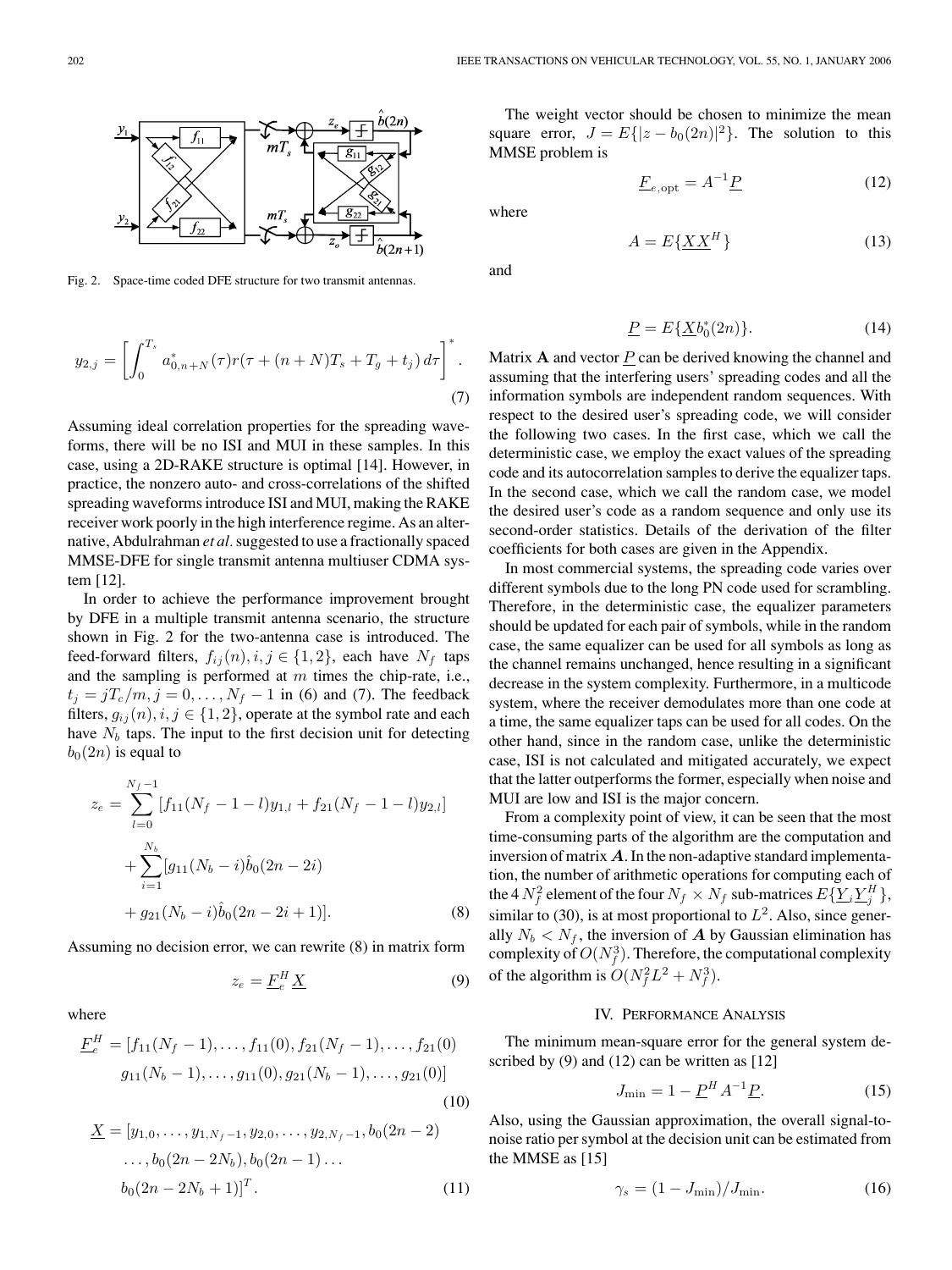Fig. 2. Space-time coded DFE structure for two transmit antennas.

$$y_{2,j} = \left[\int_0^{T_s} a^*_{0,n+N}(\tau) r(\tau + (n+N)T_s + T_g + t_j)\, d\tau\right]^*. \tag{7}$$

Assuming ideal correlation properties for the spreading waveforms, there will be no ISI and MUI in these samples. In this case, using a 2D-RAKE structure is optimal [14]. However, in practice, the nonzero auto- and cross-correlations of the shifted spreading waveforms introduce ISI and MUI, making the RAKE receiver work poorly in the high interference regime. As an alternative, Abdulrahman *et al.* suggested to use a fractionally spaced MMSE-DFE for single transmit antenna multiuser CDMA system [12].

In order to achieve the performance improvement brought by DFE in a multiple transmit antenna scenario, the structure shown in Fig. 2 for the two-antenna case is introduced. The feed-forward filters, $f_{ij}(n), i,j \in \{1,2\}$, each have $N_f$ taps and the sampling is performed at $m$ times the chip-rate, i.e., $t_j = jT_c/m, j = 0, \ldots, N_f - 1$ in (6) and (7). The feedback filters, $g_{ij}(n), i,j \in \{1,2\}$, operate at the symbol rate and each have $N_b$ taps. The input to the first decision unit for detecting $b_0(2n)$ is equal to

$$\begin{aligned} z_e = &\sum_{l=0}^{N_f-1} [f_{11}(N_f - 1 - l)y_{1,l} + f_{21}(N_f - 1 - l)y_{2,l}] \\ &+ \sum_{i=1}^{N_b} [g_{11}(N_b - i)\hat{b}_0(2n - 2i) \\ &+ g_{21}(N_b - i)\hat{b}_0(2n - 2i + 1)]. \end{aligned} \tag{8}$$

Assuming no decision error, we can rewrite (8) in matrix form

$$z_e = \underline{F}_e^H \underline{X} \tag{9}$$

where

$$\begin{aligned} \underline{F}_e^H = &[f_{11}(N_f - 1), \ldots, f_{11}(0), f_{21}(N_f - 1), \ldots, f_{21}(0) \\ &g_{11}(N_b - 1), \ldots, g_{11}(0), g_{21}(N_b - 1), \ldots, g_{21}(0)] \end{aligned} \tag{10}$$

$$\begin{aligned} \underline{X} = &[y_{1,0}, \ldots, y_{1,N_f-1}, y_{2,0}, \ldots, y_{2,N_f-1}, b_0(2n-2) \\ &\ldots, b_0(2n - 2N_b), b_0(2n-1) \ldots \\ &b_0(2n - 2N_b + 1)]^T. \end{aligned} \tag{11}$$

The weight vector should be chosen to minimize the mean square error, $J = E\{|z - b_0(2n)|^2\}$. The solution to this MMSE problem is

$$\underline{F}_{e,\text{opt}} = A^{-1}\underline{P} \tag{12}$$

where

$$A = E\{\underline{X}\underline{X}^H\} \tag{13}$$

and

$$\underline{P} = E\{\underline{X} b_0^*(2n)\}. \tag{14}$$

Matrix $\mathbf{A}$ and vector $\underline{P}$ can be derived knowing the channel and assuming that the interfering users' spreading codes and all the information symbols are independent random sequences. With respect to the desired user's spreading code, we will consider the following two cases. In the first case, which we call the deterministic case, we employ the exact values of the spreading code and its autocorrelation samples to derive the equalizer taps. In the second case, which we call the random case, we model the desired user's code as a random sequence and only use its second-order statistics. Details of the derivation of the filter coefficients for both cases are given in the Appendix.

In most commercial systems, the spreading code varies over different symbols due to the long PN code used for scrambling. Therefore, in the deterministic case, the equalizer parameters should be updated for each pair of symbols, while in the random case, the same equalizer can be used for all symbols as long as the channel remains unchanged, hence resulting in a significant decrease in the system complexity. Furthermore, in a multicode system, where the receiver demodulates more than one code at a time, the same equalizer taps can be used for all codes. On the other hand, since in the random case, unlike the deterministic case, ISI is not calculated and mitigated accurately, we expect that the latter outperforms the former, especially when noise and MUI are low and ISI is the major concern.

From a complexity point of view, it can be seen that the most time-consuming parts of the algorithm are the computation and inversion of matrix $\boldsymbol{A}$. In the non-adaptive standard implementation, the number of arithmetic operations for computing each of the $4N_f^2$ element of the four $N_f \times N_f$ sub-matrices $E\{\underline{Y}_i\underline{Y}_j^H\}$, similar to (30), is at most proportional to $L^2$. Also, since generally $N_b < N_f$, the inversion of $\boldsymbol{A}$ by Gaussian elimination has complexity of $O(N_f^3)$. Therefore, the computational complexity of the algorithm is $O(N_f^2L^2 + N_f^3)$.

## IV. Performance Analysis

The minimum mean-square error for the general system described by (9) and (12) can be written as [12]

$$J_{\min} = 1 - \underline{P}^H A^{-1}\underline{P}. \tag{15}$$

Also, using the Gaussian approximation, the overall signal-to-noise ratio per symbol at the decision unit can be estimated from the MMSE as [15]

$$\gamma_s = (1 - J_{\min})/J_{\min}. \tag{16}$$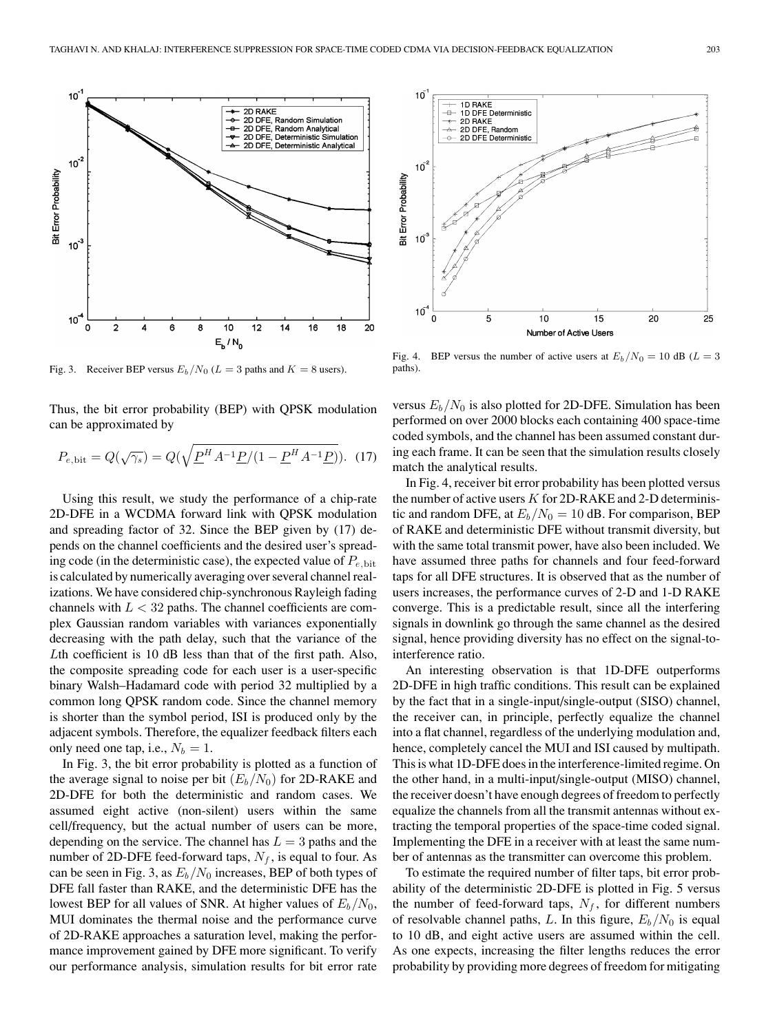Fig. 3. Receiver BEP versus $E_b/N_0$ ($L = 3$ paths and $K = 8$ users).

Fig. 4. BEP versus the number of active users at $E_b/N_0 = 10$ dB ($L = 3$ paths).

Thus, the bit error probability (BEP) with QPSK modulation can be approximated by

$$P_{e,\mathrm{bit}} = Q(\sqrt{\gamma_s}) = Q(\sqrt{\underline{P}^H A^{-1}\underline{P}/(1-\underline{P}^H A^{-1}\underline{P})}). \quad (17)$$

Using this result, we study the performance of a chip-rate 2D-DFE in a WCDMA forward link with QPSK modulation and spreading factor of 32. Since the BEP given by (17) depends on the channel coefficients and the desired user's spreading code (in the deterministic case), the expected value of $P_{e,\mathrm{bit}}$ is calculated by numerically averaging over several channel realizations. We have considered chip-synchronous Rayleigh fading channels with $L < 32$ paths. The channel coefficients are complex Gaussian random variables with variances exponentially decreasing with the path delay, such that the variance of the $L$th coefficient is 10 dB less than that of the first path. Also, the composite spreading code for each user is a user-specific binary Walsh–Hadamard code with period 32 multiplied by a common long QPSK random code. Since the channel memory is shorter than the symbol period, ISI is produced only by the adjacent symbols. Therefore, the equalizer feedback filters each only need one tap, i.e., $N_b = 1$.

In Fig. 3, the bit error probability is plotted as a function of the average signal to noise per bit ($E_b/N_0$) for 2D-RAKE and 2D-DFE for both the deterministic and random cases. We assumed eight active (non-silent) users within the same cell/frequency, but the actual number of users can be more, depending on the service. The channel has $L = 3$ paths and the number of 2D-DFE feed-forward taps, $N_f$, is equal to four. As can be seen in Fig. 3, as $E_b/N_0$ increases, BEP of both types of DFE fall faster than RAKE, and the deterministic DFE has the lowest BEP for all values of SNR. At higher values of $E_b/N_0$, MUI dominates the thermal noise and the performance curve of 2D-RAKE approaches a saturation level, making the performance improvement gained by DFE more significant. To verify our performance analysis, simulation results for bit error rate versus $E_b/N_0$ is also plotted for 2D-DFE. Simulation has been performed on over 2000 blocks each containing 400 space-time coded symbols, and the channel has been assumed constant during each frame. It can be seen that the simulation results closely match the analytical results.

In Fig. 4, receiver bit error probability has been plotted versus the number of active users $K$ for 2D-RAKE and 2-D deterministic and random DFE, at $E_b/N_0 = 10$ dB. For comparison, BEP of RAKE and deterministic DFE without transmit diversity, but with the same total transmit power, have also been included. We have assumed three paths for channels and four feed-forward taps for all DFE structures. It is observed that as the number of users increases, the performance curves of 2-D and 1-D RAKE converge. This is a predictable result, since all the interfering signals in downlink go through the same channel as the desired signal, hence providing diversity has no effect on the signal-to-interference ratio.

An interesting observation is that 1D-DFE outperforms 2D-DFE in high traffic conditions. This result can be explained by the fact that in a single-input/single-output (SISO) channel, the receiver can, in principle, perfectly equalize the channel into a flat channel, regardless of the underlying modulation and, hence, completely cancel the MUI and ISI caused by multipath. This is what 1D-DFE does in the interference-limited regime. On the other hand, in a multi-input/single-output (MISO) channel, the receiver doesn't have enough degrees of freedom to perfectly equalize the channels from all the transmit antennas without extracting the temporal properties of the space-time coded signal. Implementing the DFE in a receiver with at least the same number of antennas as the transmitter can overcome this problem.

To estimate the required number of filter taps, bit error probability of the deterministic 2D-DFE is plotted in Fig. 5 versus the number of feed-forward taps, $N_f$, for different numbers of resolvable channel paths, $L$. In this figure, $E_b/N_0$ is equal to 10 dB, and eight active users are assumed within the cell. As one expects, increasing the filter lengths reduces the error probability by providing more degrees of freedom for mitigating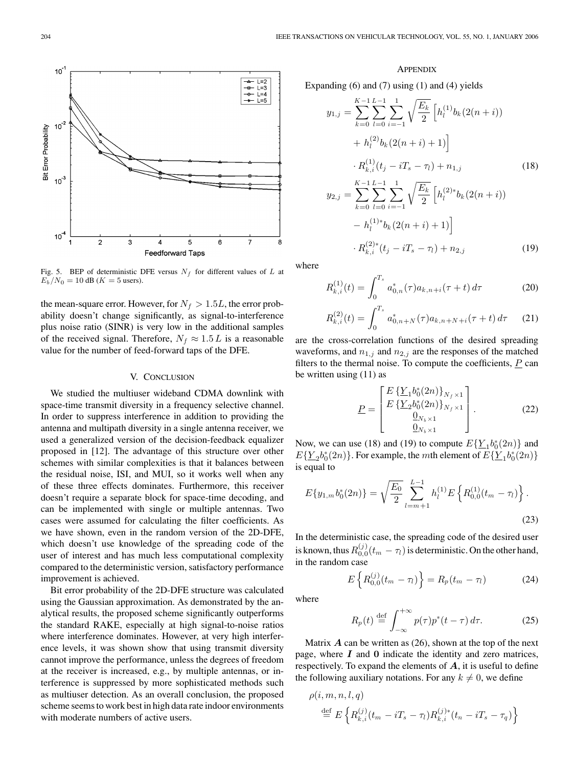Fig. 5. BEP of deterministic DFE versus $N_f$ for different values of $L$ at $E_b/N_0 = 10$ dB ($K = 5$ users).

the mean-square error. However, for $N_f > 1.5L$, the error probability doesn't change significantly, as signal-to-interference plus noise ratio (SINR) is very low in the additional samples of the received signal. Therefore, $N_f \approx 1.5\,L$ is a reasonable value for the number of feed-forward taps of the DFE.

## V. Conclusion

We studied the multiuser wideband CDMA downlink with space-time transmit diversity in a frequency selective channel. In order to suppress interference in addition to providing the antenna and multipath diversity in a single antenna receiver, we used a generalized version of the decision-feedback equalizer proposed in [12]. The advantage of this structure over other schemes with similar complexities is that it balances between the residual noise, ISI, and MUI, so it works well when any of these three effects dominates. Furthermore, this receiver doesn't require a separate block for space-time decoding, and can be implemented with single or multiple antennas. Two cases were assumed for calculating the filter coefficients. As we have shown, even in the random version of the 2D-DFE, which doesn't use knowledge of the spreading code of the user of interest and has much less computational complexity compared to the deterministic version, satisfactory performance improvement is achieved.

Bit error probability of the 2D-DFE structure was calculated using the Gaussian approximation. As demonstrated by the analytical results, the proposed scheme significantly outperforms the standard RAKE, especially at high signal-to-noise ratios where interference dominates. However, at very high interference levels, it was shown show that using transmit diversity cannot improve the performance, unless the degrees of freedom at the receiver is increased, e.g., by multiple antennas, or interference is suppressed by more sophisticated methods such as multiuser detection. As an overall conclusion, the proposed scheme seems to work best in high data rate indoor environments with moderate numbers of active users.

## Appendix

Expanding (6) and (7) using (1) and (4) yields

$$y_{1,j} = \sum_{k=0}^{K-1}\sum_{l=0}^{L-1}\sum_{i=-1}^{1}\sqrt{\frac{E_k}{2}}\Big[h_l^{(1)}b_k(2(n+i)) + h_l^{(2)}b_k(2(n+i)+1)\Big] \cdot R_{k,i}^{(1)}(t_j - iT_s - \tau_l) + n_{1,j} \tag{18}$$

$$y_{2,j} = \sum_{k=0}^{K-1}\sum_{l=0}^{L-1}\sum_{i=-1}^{1}\sqrt{\frac{E_k}{2}}\Big[h_l^{(2)*}b_k(2(n+i)) - h_l^{(1)*}b_k(2(n+i)+1)\Big] \cdot R_{k,i}^{(2)*}(t_j - iT_s - \tau_l) + n_{2,j} \tag{19}$$

where

$$R_{k,i}^{(1)}(t) = \int_0^{T_s} a_{0,n}^*(\tau)a_{k,n+i}(\tau+t)\,d\tau \tag{20}$$

$$R_{k,i}^{(2)}(t) = \int_0^{T_s} a_{0,n+N}^*(\tau)a_{k,n+N+i}(\tau+t)\,d\tau \tag{21}$$

are the cross-correlation functions of the desired spreading waveforms, and $n_{1,j}$ and $n_{2,j}$ are the responses of the matched filters to the thermal noise. To compute the coefficients, $\underline{P}$ can be written using (11) as

$$\underline{P} = \begin{bmatrix} E\{\underline{Y}_1 b_0^*(2n)\}_{N_f\times 1} \\ E\{\underline{Y}_2 b_0^*(2n)\}_{N_f\times 1} \\ \underline{0}_{N_b\times 1} \\ \underline{0}_{N_b\times 1}\end{bmatrix}. \tag{22}$$

Now, we can use (18) and (19) to compute $E\{\underline{Y}_1 b_0^*(2n)\}$ and $E\{\underline{Y}_2 b_0^*(2n)\}$. For example, the $m$th element of $E\{\underline{Y}_1 b_0^*(2n)\}$ is equal to

$$E\{y_{1,m}b_0^*(2n)\} = \sqrt{\frac{E_0}{2}}\sum_{l=m+1}^{L-1} h_l^{(1)} E\left\{R_{0,0}^{(1)}(t_m - \tau_l)\right\}. \tag{23}$$

In the deterministic case, the spreading code of the desired user is known, thus $R_{0,0}^{(j)}(t_m - \tau_l)$ is deterministic. On the other hand, in the random case

$$E\left\{R_{0,0}^{(j)}(t_m - \tau_l)\right\} = R_p(t_m - \tau_l) \tag{24}$$

where

$$R_p(t) \stackrel{\text{def}}{=} \int_{-\infty}^{+\infty} p(\tau)p^*(t-\tau)\,d\tau. \tag{25}$$

Matrix $\boldsymbol{A}$ can be written as (26), shown at the top of the next page, where $\boldsymbol{I}$ and $\boldsymbol{0}$ indicate the identity and zero matrices, respectively. To expand the elements of $\boldsymbol{A}$, it is useful to define the following auxiliary notations. For any $k \neq 0$, we define

$$\rho(i,m,n,l,q) \stackrel{\text{def}}{=} E\left\{R_{k,i}^{(j)}(t_m - iT_s - \tau_l)R_{k,i}^{(j)*}(t_n - iT_s - \tau_q)\right\}$$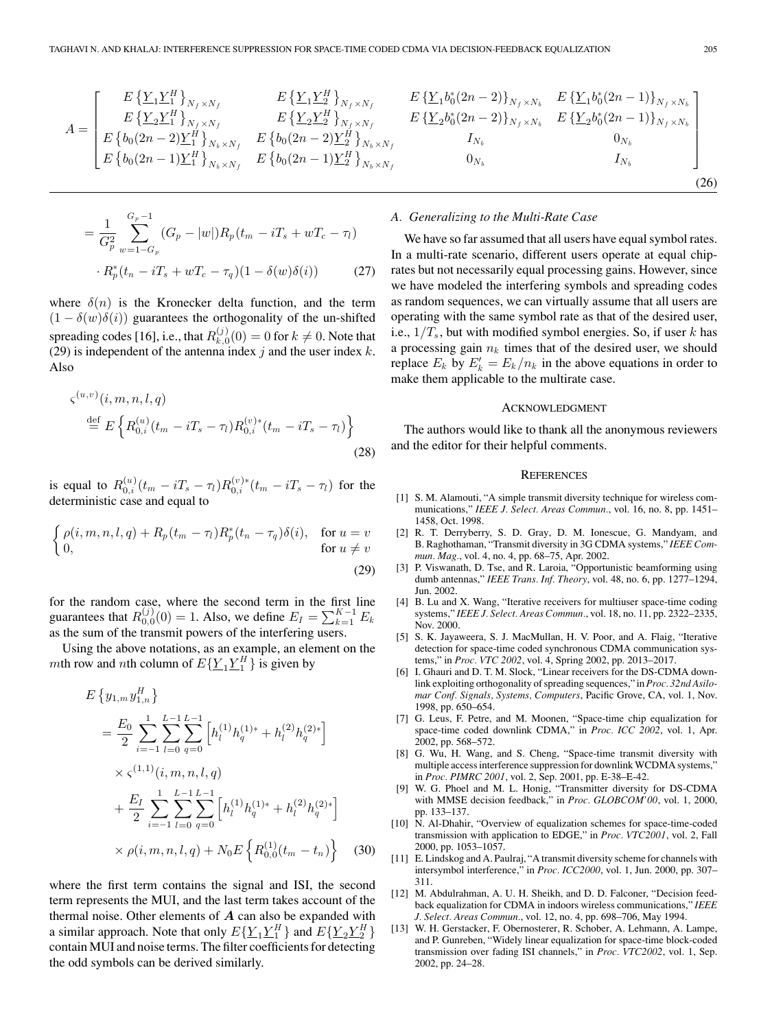$$
A = \begin{bmatrix} E\left\{\underline{Y}_1\underline{Y}_1^H\right\}_{N_f\times N_f} & E\left\{\underline{Y}_1\underline{Y}_2^H\right\}_{N_f\times N_f} & E\left\{\underline{Y}_1 b_0^*(2n-2)\right\}_{N_f\times N_b} & E\left\{\underline{Y}_1 b_0^*(2n-1)\right\}_{N_f\times N_b} \\ E\left\{\underline{Y}_2\underline{Y}_1^H\right\}_{N_f\times N_f} & E\left\{\underline{Y}_2\underline{Y}_2^H\right\}_{N_f\times N_f} & E\left\{\underline{Y}_2 b_0^*(2n-2)\right\}_{N_f\times N_b} & E\left\{\underline{Y}_2 b_0^*(2n-1)\right\}_{N_f\times N_b} \\ E\left\{b_0(2n-2)\underline{Y}_1^H\right\}_{N_b\times N_f} & E\left\{b_0(2n-2)\underline{Y}_2^H\right\}_{N_b\times N_f} & I_{N_b} & 0_{N_b} \\ E\left\{b_0(2n-1)\underline{Y}_1^H\right\}_{N_b\times N_f} & E\left\{b_0(2n-1)\underline{Y}_2^H\right\}_{N_b\times N_f} & 0_{N_b} & I_{N_b} \end{bmatrix} \tag{26}
$$

$$
\begin{aligned}
&= \frac{1}{G_p^2}\sum_{w=1-G_p}^{G_p-1}(G_p-|w|)R_p(t_m - iT_s + wT_c - \tau_l) \\
&\quad \cdot R_p^*(t_n - iT_s + wT_c - \tau_q)(1-\delta(w)\delta(i))
\end{aligned} \tag{27}
$$

where $\delta(n)$ is the Kronecker delta function, and the term $(1-\delta(w)\delta(i))$ guarantees the orthogonality of the un-shifted spreading codes [16], i.e., that $R_{k,0}^{(j)}(0) = 0$ for $k \neq 0$. Note that (29) is independent of the antenna index $j$ and the user index $k$. Also

$$
\begin{aligned}
&\varsigma^{(u,v)}(i,m,n,l,q) \\
&\overset{\text{def}}{=} E\left\{R_{0,i}^{(u)}(t_m - iT_s - \tau_l)R_{0,i}^{(v)*}(t_m - iT_s - \tau_l)\right\}
\end{aligned} \tag{28}
$$

is equal to $R_{0,i}^{(u)}(t_m - iT_s - \tau_l)R_{0,i}^{(v)*}(t_m - iT_s - \tau_l)$ for the deterministic case and equal to

$$
\begin{cases} \rho(i,m,n,l,q) + R_p(t_m - \tau_l)R_p^*(t_n - \tau_q)\delta(i), & \text{for } u = v \\ 0, & \text{for } u \neq v \end{cases} \tag{29}
$$

for the random case, where the second term in the first line guarantees that $R_{0,0}^{(j)}(0) = 1$. Also, we define $E_I = \sum_{k=1}^{K-1} E_k$ as the sum of the transmit powers of the interfering users.

Using the above notations, as an example, an element on the $m$th row and $n$th column of $E\{\underline{Y}_1\underline{Y}_1^H\}$ is given by

$$
\begin{aligned}
&E\left\{y_{1,m}y_{1,n}^H\right\} \\
&= \frac{E_0}{2}\sum_{i=-1}^{1}\sum_{l=0}^{L-1}\sum_{q=0}^{L-1}\left[h_l^{(1)}h_q^{(1)*} + h_l^{(2)}h_q^{(2)*}\right] \\
&\quad \times \varsigma^{(1,1)}(i,m,n,l,q) \\
&\quad + \frac{E_I}{2}\sum_{i=-1}^{1}\sum_{l=0}^{L-1}\sum_{q=0}^{L-1}\left[h_l^{(1)}h_q^{(1)*} + h_l^{(2)}h_q^{(2)*}\right] \\
&\quad \times \rho(i,m,n,l,q) + N_0 E\left\{R_{0,0}^{(1)}(t_m - t_n)\right\}
\end{aligned} \tag{30}
$$

where the first term contains the signal and ISI, the second term represents the MUI, and the last term takes account of the thermal noise. Other elements of $\boldsymbol{A}$ can also be expanded with a similar approach. Note that only $E\{\underline{Y}_1\underline{Y}_1^H\}$ and $E\{\underline{Y}_2\underline{Y}_2^H\}$ contain MUI and noise terms. The filter coefficients for detecting the odd symbols can be derived similarly.

### *A. Generalizing to the Multi-Rate Case*

We have so far assumed that all users have equal symbol rates. In a multi-rate scenario, different users operate at equal chip-rates but not necessarily equal processing gains. However, since we have modeled the interfering symbols and spreading codes as random sequences, we can virtually assume that all users are operating with the same symbol rate as that of the desired user, i.e., $1/T_s$, but with modified symbol energies. So, if user $k$ has a processing gain $n_k$ times that of the desired user, we should replace $E_k$ by $E_k' = E_k/n_k$ in the above equations in order to make them applicable to the multirate case.

## Acknowledgment

The authors would like to thank all the anonymous reviewers and the editor for their helpful comments.

## References

[1] S. M. Alamouti, "A simple transmit diversity technique for wireless communications," *IEEE J. Select. Areas Commun.*, vol. 16, no. 8, pp. 1451–1458, Oct. 1998.

[2] R. T. Derryberry, S. D. Gray, D. M. Ionescue, G. Mandyam, and B. Raghothaman, "Transmit diversity in 3G CDMA systems," *IEEE Commun. Mag.*, vol. 4, no. 4, pp. 68–75, Apr. 2002.

[3] P. Viswanath, D. Tse, and R. Laroia, "Opportunistic beamforming using dumb antennas," *IEEE Trans. Inf. Theory*, vol. 48, no. 6, pp. 1277–1294, Jun. 2002.

[4] B. Lu and X. Wang, "Iterative receivers for multiuser space-time coding systems," *IEEE J. Select. Areas Commun.*, vol. 18, no. 11, pp. 2322–2335, Nov. 2000.

[5] S. K. Jayaweera, S. J. MacMullan, H. V. Poor, and A. Flaig, "Iterative detection for space-time coded synchronous CDMA communication systems," in *Proc. VTC 2002*, vol. 4, Spring 2002, pp. 2013–2017.

[6] I. Ghauri and D. T. M. Slock, "Linear receivers for the DS-CDMA downlink exploiting orthogonality of spreading sequences," in *Proc. 32nd Asilomar Conf. Signals, Systems, Computers*, Pacific Grove, CA, vol. 1, Nov. 1998, pp. 650–654.

[7] G. Leus, F. Petre, and M. Moonen, "Space-time chip equalization for space-time coded downlink CDMA," in *Proc. ICC 2002*, vol. 1, Apr. 2002, pp. 568–572.

[8] G. Wu, H. Wang, and S. Cheng, "Space-time transmit diversity with multiple access interference suppression for downlink WCDMA systems," in *Proc. PIMRC 2001*, vol. 2, Sep. 2001, pp. E-38–E-42.

[9] W. G. Phoel and M. L. Honig, "Transmitter diversity for DS-CDMA with MMSE decision feedback," in *Proc. GLOBCOM'00*, vol. 1, 2000, pp. 133–137.

[10] N. Al-Dhahir, "Overview of equalization schemes for space-time-coded transmission with application to EDGE," in *Proc. VTC2001*, vol. 2, Fall 2000, pp. 1053–1057.

[11] E. Lindskog and A. Paulraj, "A transmit diversity scheme for channels with intersymbol interference," in *Proc. ICC2000*, vol. 1, Jun. 2000, pp. 307–311.

[12] M. Abdulrahman, A. U. H. Sheikh, and D. D. Falconer, "Decision feedback equalization for CDMA in indoors wireless communications," *IEEE J. Select. Areas Commun.*, vol. 12, no. 4, pp. 698–706, May 1994.

[13] W. H. Gerstacker, F. Obernosterer, R. Schober, A. Lehmann, A. Lampe, and P. Gunreben, "Widely linear equalization for space-time block-coded transmission over fading ISI channels," in *Proc. VTC2002*, vol. 1, Sep. 2002, pp. 24–28.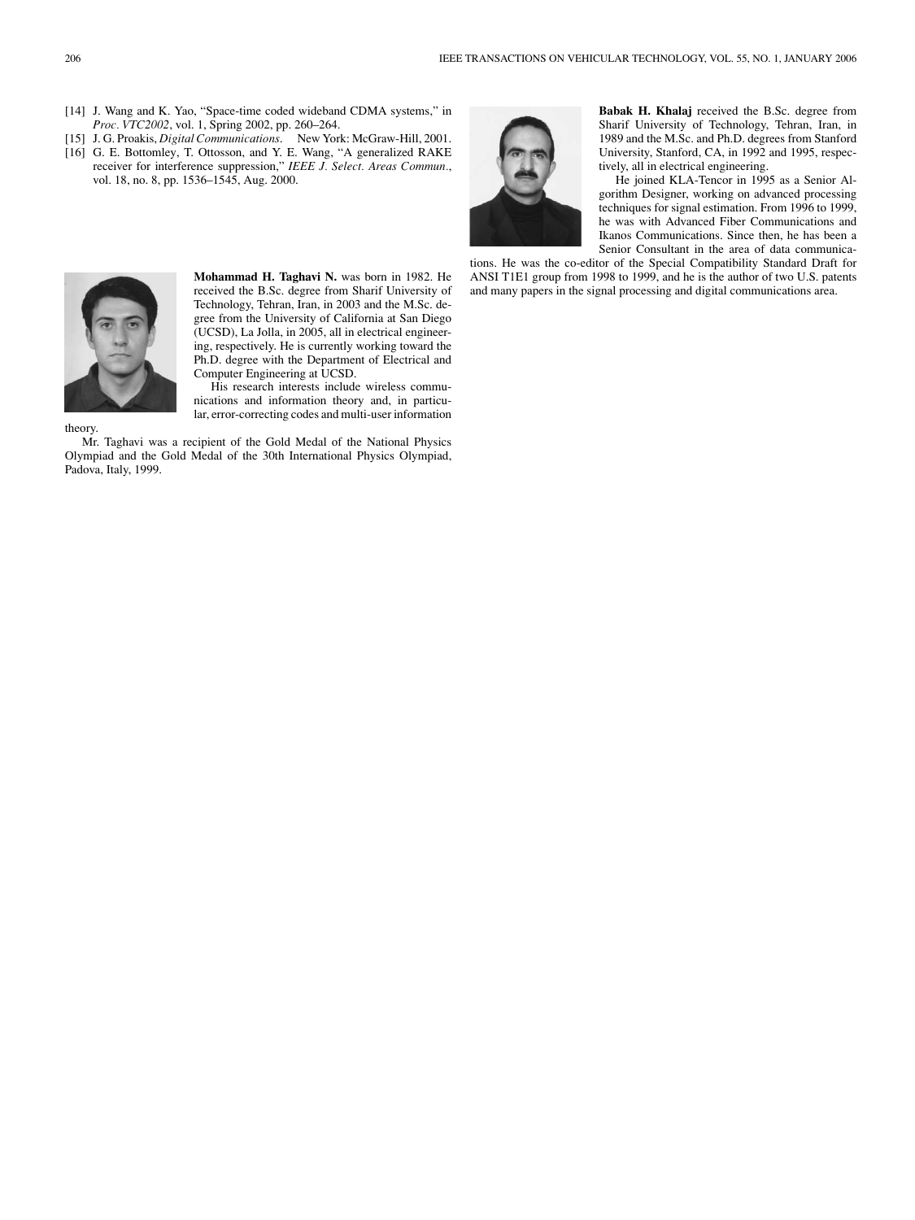[14] J. Wang and K. Yao, "Space-time coded wideband CDMA systems," in *Proc. VTC2002*, vol. 1, Spring 2002, pp. 260–264.

[15] J. G. Proakis, *Digital Communications*. New York: McGraw-Hill, 2001.

[16] G. E. Bottomley, T. Ottosson, and Y. E. Wang, "A generalized RAKE receiver for interference suppression," *IEEE J. Select. Areas Commun.*, vol. 18, no. 8, pp. 1536–1545, Aug. 2000.

**Mohammad H. Taghavi N.** was born in 1982. He received the B.Sc. degree from Sharif University of Technology, Tehran, Iran, in 2003 and the M.Sc. degree from the University of California at San Diego (UCSD), La Jolla, in 2005, all in electrical engineering, respectively. He is currently working toward the Ph.D. degree with the Department of Electrical and Computer Engineering at UCSD.

His research interests include wireless communications and information theory and, in particular, error-correcting codes and multi-user information theory.

Mr. Taghavi was a recipient of the Gold Medal of the National Physics Olympiad and the Gold Medal of the 30th International Physics Olympiad, Padova, Italy, 1999.

**Babak H. Khalaj** received the B.Sc. degree from Sharif University of Technology, Tehran, Iran, in 1989 and the M.Sc. and Ph.D. degrees from Stanford University, Stanford, CA, in 1992 and 1995, respectively, all in electrical engineering.

He joined KLA-Tencor in 1995 as a Senior Algorithm Designer, working on advanced processing techniques for signal estimation. From 1996 to 1999, he was with Advanced Fiber Communications and Ikanos Communications. Since then, he has been a Senior Consultant in the area of data communications. He was the co-editor of the Special Compatibility Standard Draft for ANSI T1E1 group from 1998 to 1999, and he is the author of two U.S. patents and many papers in the signal processing and digital communications area.